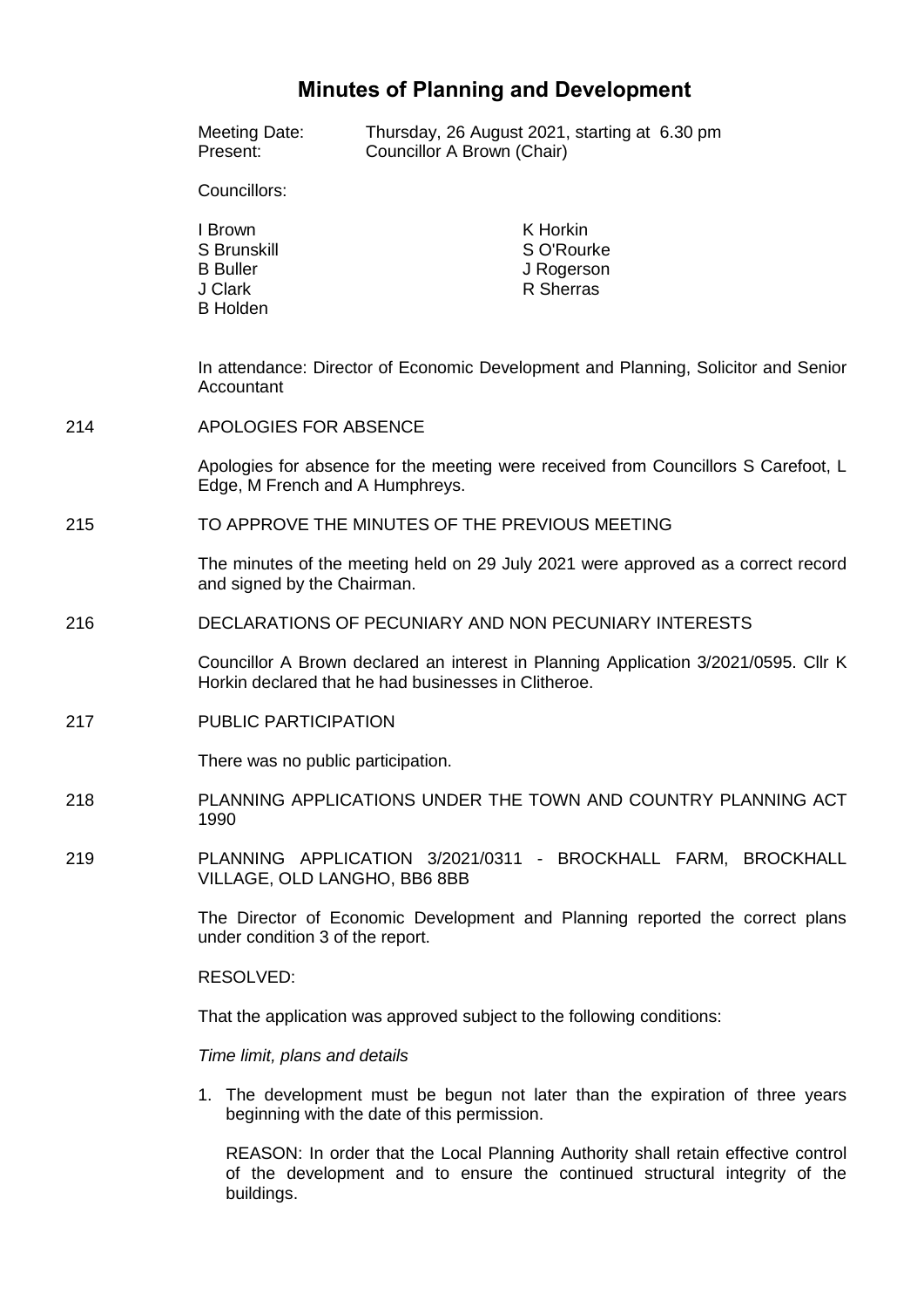# Minutes of Planning and Development

Meeting Date: Thursday, 26 August 2021, starting at 6.30 pm
Present: Councillor A Brown (Chair)

Councillors:

I Brown
S Brunskill
B Buller
J Clark
B Holden
K Horkin
S O'Rourke
J Rogerson
R Sherras

In attendance: Director of Economic Development and Planning, Solicitor and Senior Accountant

## 214 APOLOGIES FOR ABSENCE

Apologies for absence for the meeting were received from Councillors S Carefoot, L Edge, M French and A Humphreys.

## 215 TO APPROVE THE MINUTES OF THE PREVIOUS MEETING

The minutes of the meeting held on 29 July 2021 were approved as a correct record and signed by the Chairman.

## 216 DECLARATIONS OF PECUNIARY AND NON PECUNIARY INTERESTS

Councillor A Brown declared an interest in Planning Application 3/2021/0595. Cllr K Horkin declared that he had businesses in Clitheroe.

## 217 PUBLIC PARTICIPATION

There was no public participation.

## 218 PLANNING APPLICATIONS UNDER THE TOWN AND COUNTRY PLANNING ACT 1990

## 219 PLANNING APPLICATION 3/2021/0311 - BROCKHALL FARM, BROCKHALL VILLAGE, OLD LANGHO, BB6 8BB

The Director of Economic Development and Planning reported the correct plans under condition 3 of the report.

RESOLVED:

That the application was approved subject to the following conditions:

*Time limit, plans and details*

1. The development must be begun not later than the expiration of three years beginning with the date of this permission.

   REASON: In order that the Local Planning Authority shall retain effective control of the development and to ensure the continued structural integrity of the buildings.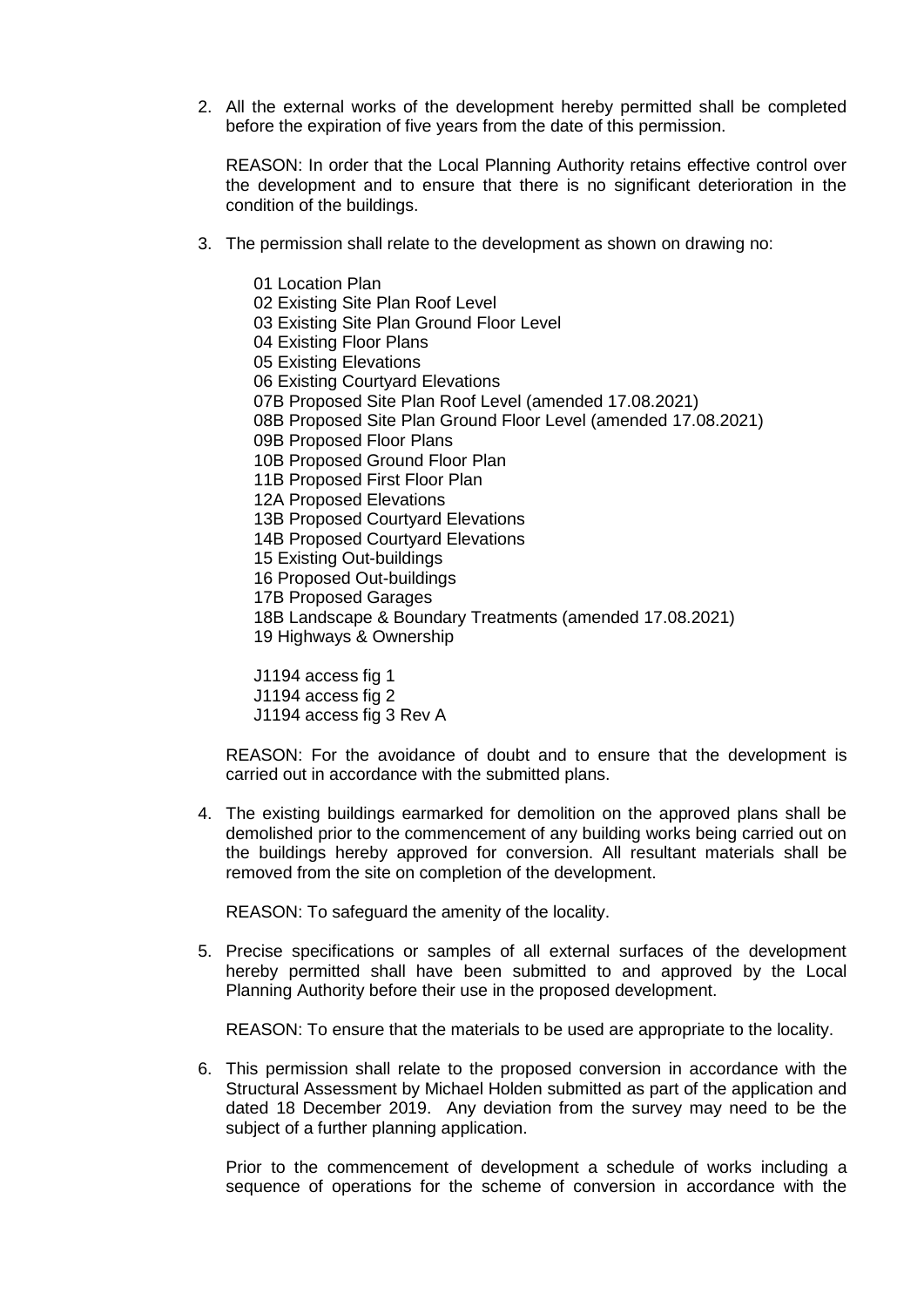2. All the external works of the development hereby permitted shall be completed before the expiration of five years from the date of this permission.

   REASON: In order that the Local Planning Authority retains effective control over the development and to ensure that there is no significant deterioration in the condition of the buildings.

3. The permission shall relate to the development as shown on drawing no:

   01 Location Plan
   02 Existing Site Plan Roof Level
   03 Existing Site Plan Ground Floor Level
   04 Existing Floor Plans
   05 Existing Elevations
   06 Existing Courtyard Elevations
   07B Proposed Site Plan Roof Level (amended 17.08.2021)
   08B Proposed Site Plan Ground Floor Level (amended 17.08.2021)
   09B Proposed Floor Plans
   10B Proposed Ground Floor Plan
   11B Proposed First Floor Plan
   12A Proposed Elevations
   13B Proposed Courtyard Elevations
   14B Proposed Courtyard Elevations
   15 Existing Out-buildings
   16 Proposed Out-buildings
   17B Proposed Garages
   18B Landscape & Boundary Treatments (amended 17.08.2021)
   19 Highways & Ownership

   J1194 access fig 1
   J1194 access fig 2
   J1194 access fig 3 Rev A

   REASON: For the avoidance of doubt and to ensure that the development is carried out in accordance with the submitted plans.

4. The existing buildings earmarked for demolition on the approved plans shall be demolished prior to the commencement of any building works being carried out on the buildings hereby approved for conversion. All resultant materials shall be removed from the site on completion of the development.

   REASON: To safeguard the amenity of the locality.

5. Precise specifications or samples of all external surfaces of the development hereby permitted shall have been submitted to and approved by the Local Planning Authority before their use in the proposed development.

   REASON: To ensure that the materials to be used are appropriate to the locality.

6. This permission shall relate to the proposed conversion in accordance with the Structural Assessment by Michael Holden submitted as part of the application and dated 18 December 2019. Any deviation from the survey may need to be the subject of a further planning application.

   Prior to the commencement of development a schedule of works including a sequence of operations for the scheme of conversion in accordance with the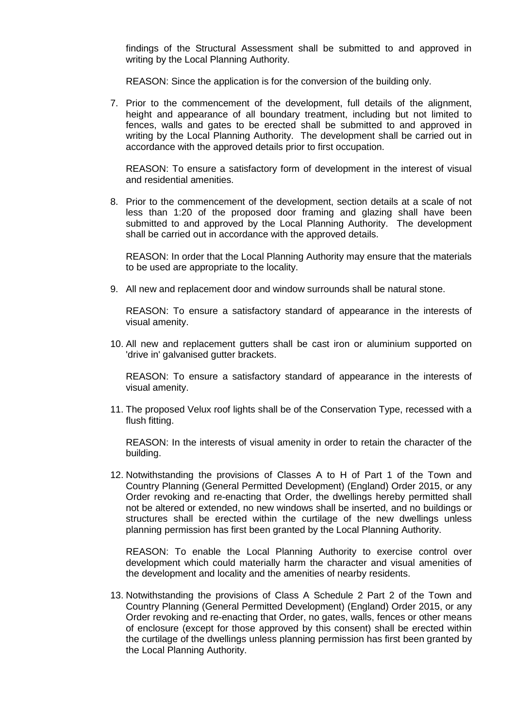findings of the Structural Assessment shall be submitted to and approved in writing by the Local Planning Authority.

REASON: Since the application is for the conversion of the building only.

7. Prior to the commencement of the development, full details of the alignment, height and appearance of all boundary treatment, including but not limited to fences, walls and gates to be erected shall be submitted to and approved in writing by the Local Planning Authority. The development shall be carried out in accordance with the approved details prior to first occupation.

   REASON: To ensure a satisfactory form of development in the interest of visual and residential amenities.

8. Prior to the commencement of the development, section details at a scale of not less than 1:20 of the proposed door framing and glazing shall have been submitted to and approved by the Local Planning Authority. The development shall be carried out in accordance with the approved details.

   REASON: In order that the Local Planning Authority may ensure that the materials to be used are appropriate to the locality.

9. All new and replacement door and window surrounds shall be natural stone.

   REASON: To ensure a satisfactory standard of appearance in the interests of visual amenity.

10. All new and replacement gutters shall be cast iron or aluminium supported on 'drive in' galvanised gutter brackets.

    REASON: To ensure a satisfactory standard of appearance in the interests of visual amenity.

11. The proposed Velux roof lights shall be of the Conservation Type, recessed with a flush fitting.

    REASON: In the interests of visual amenity in order to retain the character of the building.

12. Notwithstanding the provisions of Classes A to H of Part 1 of the Town and Country Planning (General Permitted Development) (England) Order 2015, or any Order revoking and re-enacting that Order, the dwellings hereby permitted shall not be altered or extended, no new windows shall be inserted, and no buildings or structures shall be erected within the curtilage of the new dwellings unless planning permission has first been granted by the Local Planning Authority.

    REASON: To enable the Local Planning Authority to exercise control over development which could materially harm the character and visual amenities of the development and locality and the amenities of nearby residents.

13. Notwithstanding the provisions of Class A Schedule 2 Part 2 of the Town and Country Planning (General Permitted Development) (England) Order 2015, or any Order revoking and re-enacting that Order, no gates, walls, fences or other means of enclosure (except for those approved by this consent) shall be erected within the curtilage of the dwellings unless planning permission has first been granted by the Local Planning Authority.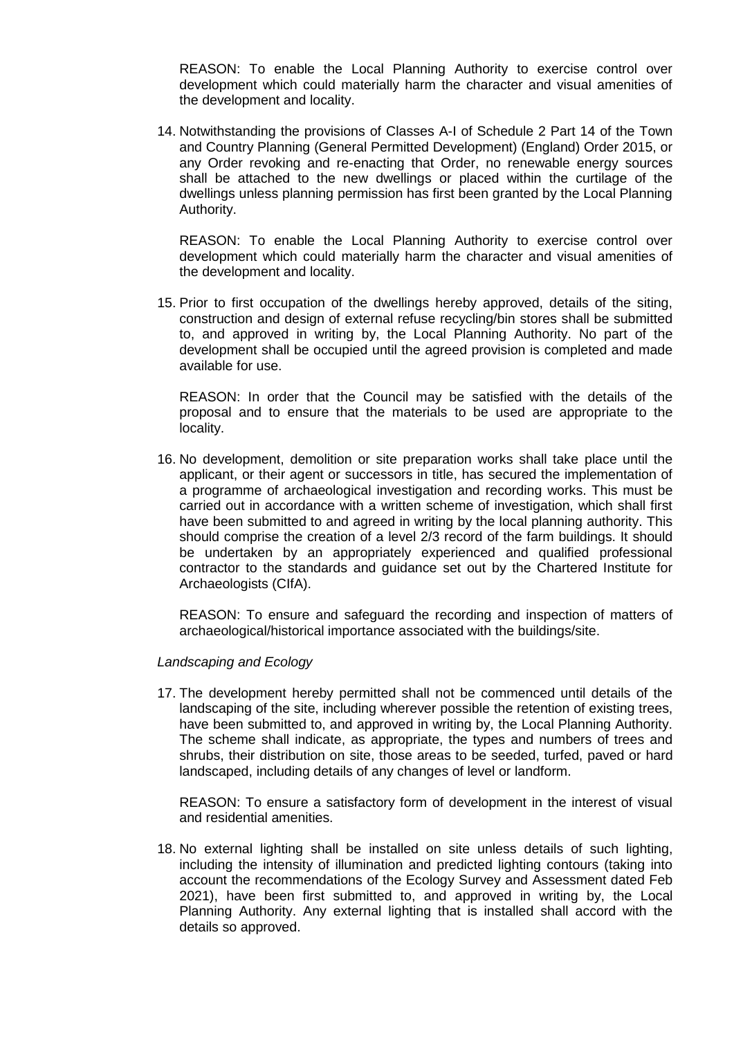REASON: To enable the Local Planning Authority to exercise control over development which could materially harm the character and visual amenities of the development and locality.

14. Notwithstanding the provisions of Classes A-I of Schedule 2 Part 14 of the Town and Country Planning (General Permitted Development) (England) Order 2015, or any Order revoking and re-enacting that Order, no renewable energy sources shall be attached to the new dwellings or placed within the curtilage of the dwellings unless planning permission has first been granted by the Local Planning Authority.

    REASON: To enable the Local Planning Authority to exercise control over development which could materially harm the character and visual amenities of the development and locality.

15. Prior to first occupation of the dwellings hereby approved, details of the siting, construction and design of external refuse recycling/bin stores shall be submitted to, and approved in writing by, the Local Planning Authority. No part of the development shall be occupied until the agreed provision is completed and made available for use.

    REASON: In order that the Council may be satisfied with the details of the proposal and to ensure that the materials to be used are appropriate to the locality.

16. No development, demolition or site preparation works shall take place until the applicant, or their agent or successors in title, has secured the implementation of a programme of archaeological investigation and recording works. This must be carried out in accordance with a written scheme of investigation, which shall first have been submitted to and agreed in writing by the local planning authority. This should comprise the creation of a level 2/3 record of the farm buildings. It should be undertaken by an appropriately experienced and qualified professional contractor to the standards and guidance set out by the Chartered Institute for Archaeologists (CIfA).

    REASON: To ensure and safeguard the recording and inspection of matters of archaeological/historical importance associated with the buildings/site.

*Landscaping and Ecology*

17. The development hereby permitted shall not be commenced until details of the landscaping of the site, including wherever possible the retention of existing trees, have been submitted to, and approved in writing by, the Local Planning Authority. The scheme shall indicate, as appropriate, the types and numbers of trees and shrubs, their distribution on site, those areas to be seeded, turfed, paved or hard landscaped, including details of any changes of level or landform.

    REASON: To ensure a satisfactory form of development in the interest of visual and residential amenities.

18. No external lighting shall be installed on site unless details of such lighting, including the intensity of illumination and predicted lighting contours (taking into account the recommendations of the Ecology Survey and Assessment dated Feb 2021), have been first submitted to, and approved in writing by, the Local Planning Authority. Any external lighting that is installed shall accord with the details so approved.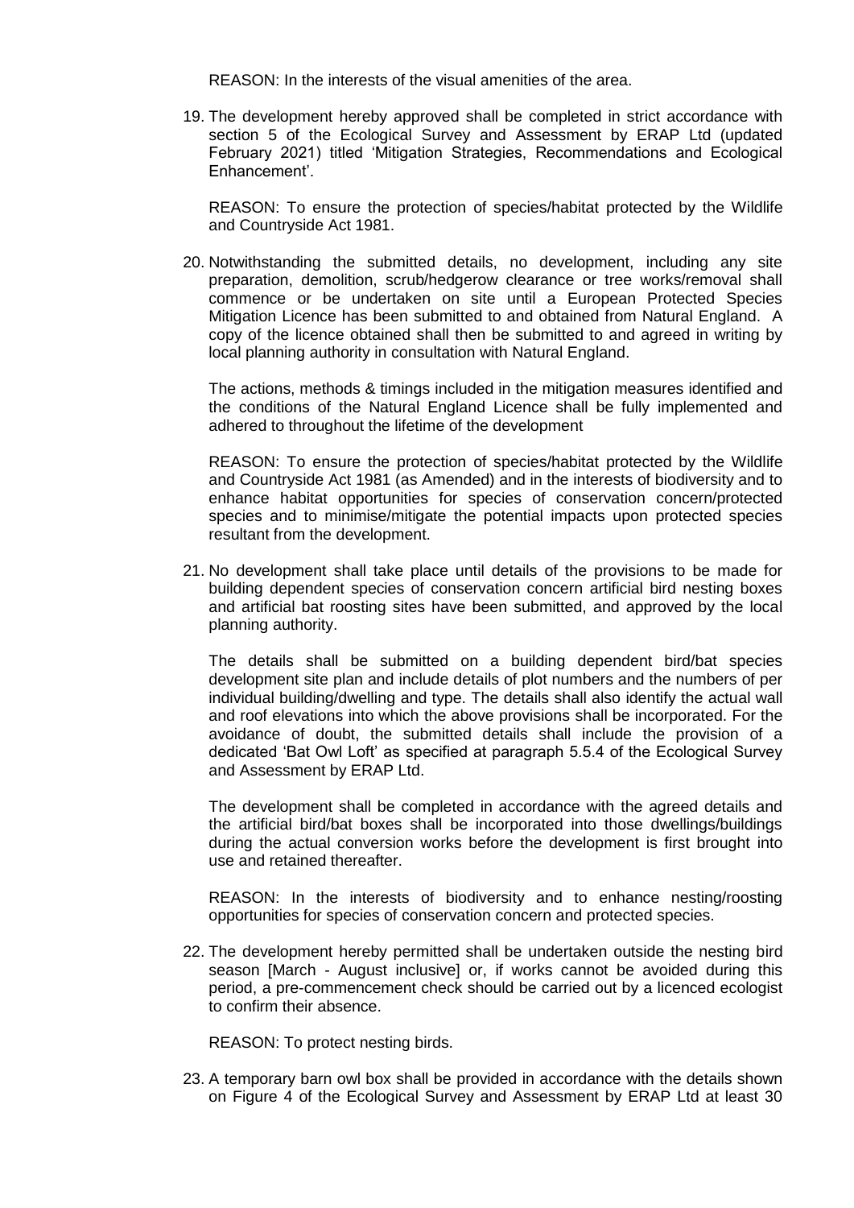REASON: In the interests of the visual amenities of the area.

19. The development hereby approved shall be completed in strict accordance with section 5 of the Ecological Survey and Assessment by ERAP Ltd (updated February 2021) titled 'Mitigation Strategies, Recommendations and Ecological Enhancement'.

    REASON: To ensure the protection of species/habitat protected by the Wildlife and Countryside Act 1981.

20. Notwithstanding the submitted details, no development, including any site preparation, demolition, scrub/hedgerow clearance or tree works/removal shall commence or be undertaken on site until a European Protected Species Mitigation Licence has been submitted to and obtained from Natural England. A copy of the licence obtained shall then be submitted to and agreed in writing by local planning authority in consultation with Natural England.

    The actions, methods & timings included in the mitigation measures identified and the conditions of the Natural England Licence shall be fully implemented and adhered to throughout the lifetime of the development

    REASON: To ensure the protection of species/habitat protected by the Wildlife and Countryside Act 1981 (as Amended) and in the interests of biodiversity and to enhance habitat opportunities for species of conservation concern/protected species and to minimise/mitigate the potential impacts upon protected species resultant from the development.

21. No development shall take place until details of the provisions to be made for building dependent species of conservation concern artificial bird nesting boxes and artificial bat roosting sites have been submitted, and approved by the local planning authority.

    The details shall be submitted on a building dependent bird/bat species development site plan and include details of plot numbers and the numbers of per individual building/dwelling and type. The details shall also identify the actual wall and roof elevations into which the above provisions shall be incorporated. For the avoidance of doubt, the submitted details shall include the provision of a dedicated 'Bat Owl Loft' as specified at paragraph 5.5.4 of the Ecological Survey and Assessment by ERAP Ltd.

    The development shall be completed in accordance with the agreed details and the artificial bird/bat boxes shall be incorporated into those dwellings/buildings during the actual conversion works before the development is first brought into use and retained thereafter.

    REASON: In the interests of biodiversity and to enhance nesting/roosting opportunities for species of conservation concern and protected species.

22. The development hereby permitted shall be undertaken outside the nesting bird season [March - August inclusive] or, if works cannot be avoided during this period, a pre-commencement check should be carried out by a licenced ecologist to confirm their absence.

    REASON: To protect nesting birds.

23. A temporary barn owl box shall be provided in accordance with the details shown on Figure 4 of the Ecological Survey and Assessment by ERAP Ltd at least 30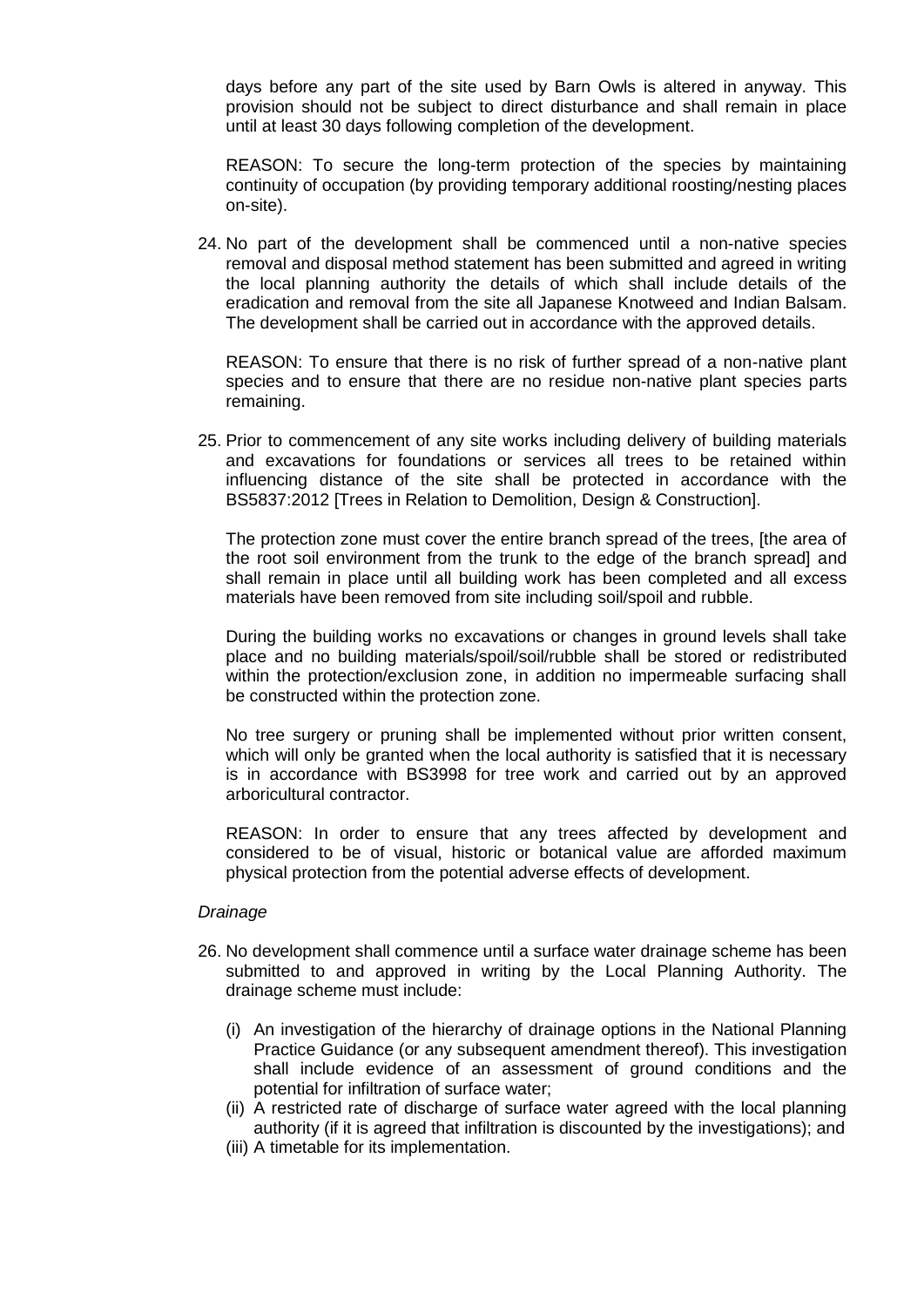days before any part of the site used by Barn Owls is altered in anyway. This provision should not be subject to direct disturbance and shall remain in place until at least 30 days following completion of the development.

REASON: To secure the long-term protection of the species by maintaining continuity of occupation (by providing temporary additional roosting/nesting places on-site).

24. No part of the development shall be commenced until a non-native species removal and disposal method statement has been submitted and agreed in writing the local planning authority the details of which shall include details of the eradication and removal from the site all Japanese Knotweed and Indian Balsam. The development shall be carried out in accordance with the approved details.

    REASON: To ensure that there is no risk of further spread of a non-native plant species and to ensure that there are no residue non-native plant species parts remaining.

25. Prior to commencement of any site works including delivery of building materials and excavations for foundations or services all trees to be retained within influencing distance of the site shall be protected in accordance with the BS5837:2012 [Trees in Relation to Demolition, Design & Construction].

    The protection zone must cover the entire branch spread of the trees, [the area of the root soil environment from the trunk to the edge of the branch spread] and shall remain in place until all building work has been completed and all excess materials have been removed from site including soil/spoil and rubble.

    During the building works no excavations or changes in ground levels shall take place and no building materials/spoil/soil/rubble shall be stored or redistributed within the protection/exclusion zone, in addition no impermeable surfacing shall be constructed within the protection zone.

    No tree surgery or pruning shall be implemented without prior written consent, which will only be granted when the local authority is satisfied that it is necessary is in accordance with BS3998 for tree work and carried out by an approved arboricultural contractor.

    REASON: In order to ensure that any trees affected by development and considered to be of visual, historic or botanical value are afforded maximum physical protection from the potential adverse effects of development.

*Drainage*

26. No development shall commence until a surface water drainage scheme has been submitted to and approved in writing by the Local Planning Authority. The drainage scheme must include:

    (i) An investigation of the hierarchy of drainage options in the National Planning Practice Guidance (or any subsequent amendment thereof). This investigation shall include evidence of an assessment of ground conditions and the potential for infiltration of surface water;
    (ii) A restricted rate of discharge of surface water agreed with the local planning authority (if it is agreed that infiltration is discounted by the investigations); and
    (iii) A timetable for its implementation.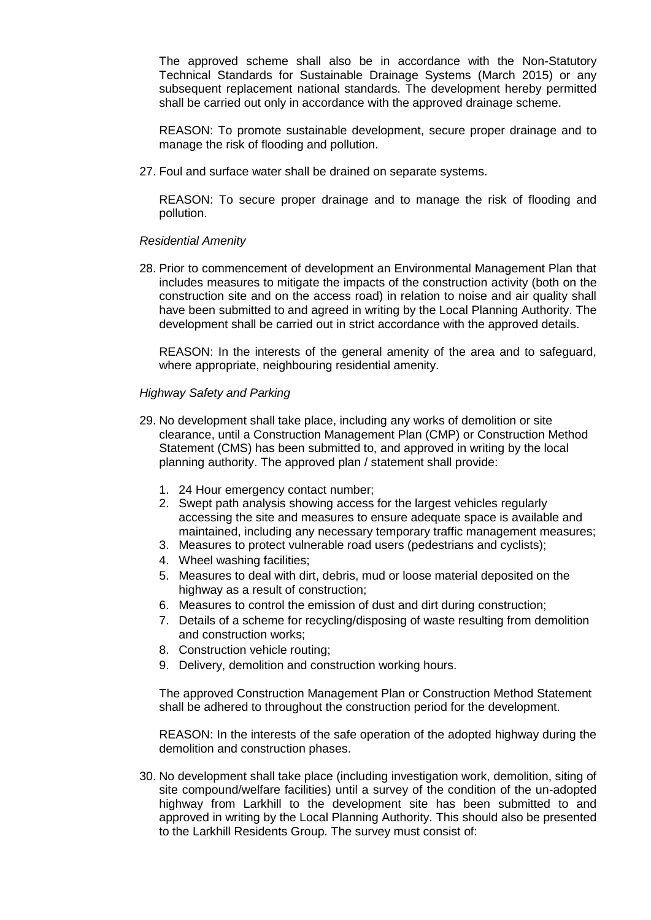The approved scheme shall also be in accordance with the Non-Statutory Technical Standards for Sustainable Drainage Systems (March 2015) or any subsequent replacement national standards. The development hereby permitted shall be carried out only in accordance with the approved drainage scheme.

REASON: To promote sustainable development, secure proper drainage and to manage the risk of flooding and pollution.

27. Foul and surface water shall be drained on separate systems.

    REASON: To secure proper drainage and to manage the risk of flooding and pollution.

*Residential Amenity*

28. Prior to commencement of development an Environmental Management Plan that includes measures to mitigate the impacts of the construction activity (both on the construction site and on the access road) in relation to noise and air quality shall have been submitted to and agreed in writing by the Local Planning Authority. The development shall be carried out in strict accordance with the approved details.

    REASON: In the interests of the general amenity of the area and to safeguard, where appropriate, neighbouring residential amenity.

*Highway Safety and Parking*

29. No development shall take place, including any works of demolition or site clearance, until a Construction Management Plan (CMP) or Construction Method Statement (CMS) has been submitted to, and approved in writing by the local planning authority. The approved plan / statement shall provide:

    1. 24 Hour emergency contact number;
    2. Swept path analysis showing access for the largest vehicles regularly accessing the site and measures to ensure adequate space is available and maintained, including any necessary temporary traffic management measures;
    3. Measures to protect vulnerable road users (pedestrians and cyclists);
    4. Wheel washing facilities;
    5. Measures to deal with dirt, debris, mud or loose material deposited on the highway as a result of construction;
    6. Measures to control the emission of dust and dirt during construction;
    7. Details of a scheme for recycling/disposing of waste resulting from demolition and construction works;
    8. Construction vehicle routing;
    9. Delivery, demolition and construction working hours.

    The approved Construction Management Plan or Construction Method Statement shall be adhered to throughout the construction period for the development.

    REASON: In the interests of the safe operation of the adopted highway during the demolition and construction phases.

30. No development shall take place (including investigation work, demolition, siting of site compound/welfare facilities) until a survey of the condition of the un-adopted highway from Larkhill to the development site has been submitted to and approved in writing by the Local Planning Authority. This should also be presented to the Larkhill Residents Group. The survey must consist of: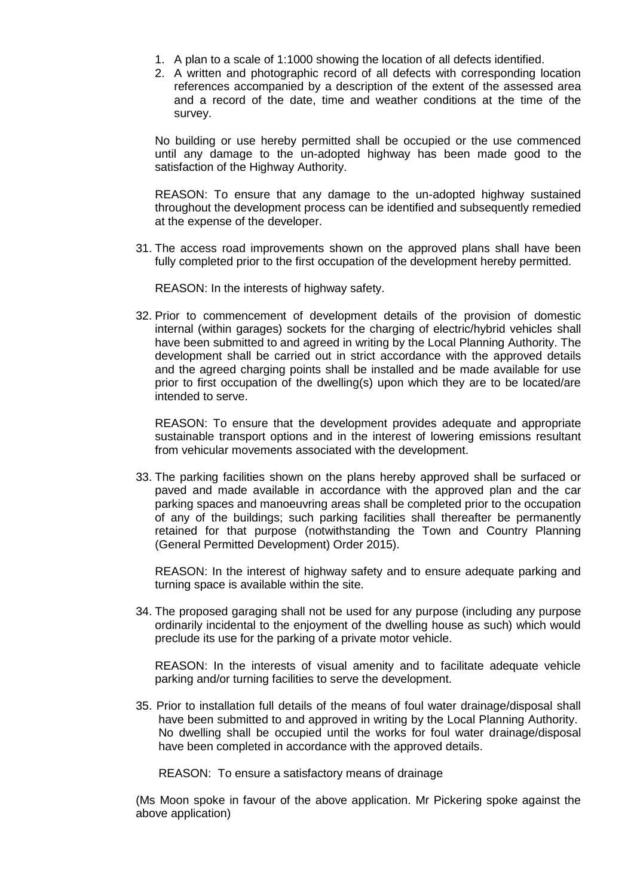1. A plan to a scale of 1:1000 showing the location of all defects identified.
2. A written and photographic record of all defects with corresponding location references accompanied by a description of the extent of the assessed area and a record of the date, time and weather conditions at the time of the survey.

No building or use hereby permitted shall be occupied or the use commenced until any damage to the un-adopted highway has been made good to the satisfaction of the Highway Authority.

REASON: To ensure that any damage to the un-adopted highway sustained throughout the development process can be identified and subsequently remedied at the expense of the developer.

31. The access road improvements shown on the approved plans shall have been fully completed prior to the first occupation of the development hereby permitted.

    REASON: In the interests of highway safety.

32. Prior to commencement of development details of the provision of domestic internal (within garages) sockets for the charging of electric/hybrid vehicles shall have been submitted to and agreed in writing by the Local Planning Authority. The development shall be carried out in strict accordance with the approved details and the agreed charging points shall be installed and be made available for use prior to first occupation of the dwelling(s) upon which they are to be located/are intended to serve.

    REASON: To ensure that the development provides adequate and appropriate sustainable transport options and in the interest of lowering emissions resultant from vehicular movements associated with the development.

33. The parking facilities shown on the plans hereby approved shall be surfaced or paved and made available in accordance with the approved plan and the car parking spaces and manoeuvring areas shall be completed prior to the occupation of any of the buildings; such parking facilities shall thereafter be permanently retained for that purpose (notwithstanding the Town and Country Planning (General Permitted Development) Order 2015).

    REASON: In the interest of highway safety and to ensure adequate parking and turning space is available within the site.

34. The proposed garaging shall not be used for any purpose (including any purpose ordinarily incidental to the enjoyment of the dwelling house as such) which would preclude its use for the parking of a private motor vehicle.

    REASON: In the interests of visual amenity and to facilitate adequate vehicle parking and/or turning facilities to serve the development.

35. Prior to installation full details of the means of foul water drainage/disposal shall have been submitted to and approved in writing by the Local Planning Authority. No dwelling shall be occupied until the works for foul water drainage/disposal have been completed in accordance with the approved details.

    REASON: To ensure a satisfactory means of drainage

(Ms Moon spoke in favour of the above application. Mr Pickering spoke against the above application)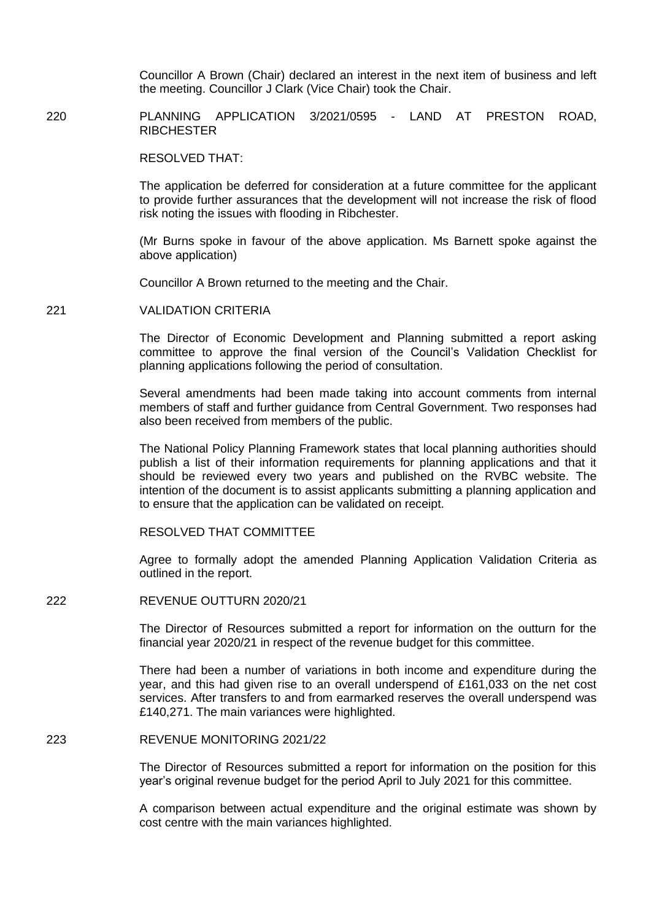Councillor A Brown (Chair) declared an interest in the next item of business and left the meeting. Councillor J Clark (Vice Chair) took the Chair.

220 PLANNING APPLICATION 3/2021/0595 - LAND AT PRESTON ROAD, RIBCHESTER

RESOLVED THAT:

The application be deferred for consideration at a future committee for the applicant to provide further assurances that the development will not increase the risk of flood risk noting the issues with flooding in Ribchester.

(Mr Burns spoke in favour of the above application. Ms Barnett spoke against the above application)

Councillor A Brown returned to the meeting and the Chair.

221 VALIDATION CRITERIA

The Director of Economic Development and Planning submitted a report asking committee to approve the final version of the Council's Validation Checklist for planning applications following the period of consultation.

Several amendments had been made taking into account comments from internal members of staff and further guidance from Central Government. Two responses had also been received from members of the public.

The National Policy Planning Framework states that local planning authorities should publish a list of their information requirements for planning applications and that it should be reviewed every two years and published on the RVBC website. The intention of the document is to assist applicants submitting a planning application and to ensure that the application can be validated on receipt.

RESOLVED THAT COMMITTEE

Agree to formally adopt the amended Planning Application Validation Criteria as outlined in the report.

222 REVENUE OUTTURN 2020/21

The Director of Resources submitted a report for information on the outturn for the financial year 2020/21 in respect of the revenue budget for this committee.

There had been a number of variations in both income and expenditure during the year, and this had given rise to an overall underspend of £161,033 on the net cost services. After transfers to and from earmarked reserves the overall underspend was £140,271. The main variances were highlighted.

223 REVENUE MONITORING 2021/22

The Director of Resources submitted a report for information on the position for this year's original revenue budget for the period April to July 2021 for this committee.

A comparison between actual expenditure and the original estimate was shown by cost centre with the main variances highlighted.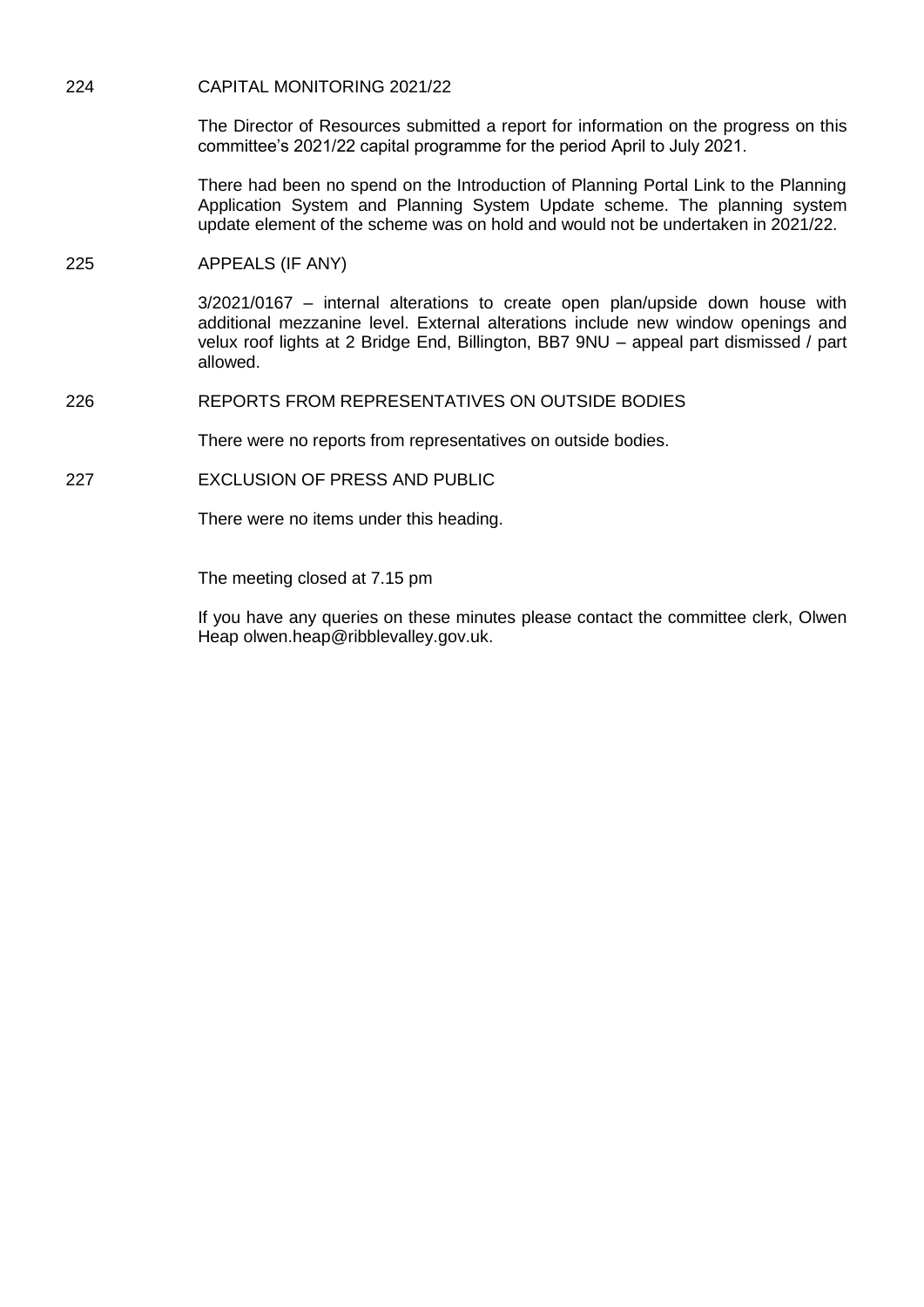## 224 CAPITAL MONITORING 2021/22

The Director of Resources submitted a report for information on the progress on this committee's 2021/22 capital programme for the period April to July 2021.

There had been no spend on the Introduction of Planning Portal Link to the Planning Application System and Planning System Update scheme. The planning system update element of the scheme was on hold and would not be undertaken in 2021/22.

## 225 APPEALS (IF ANY)

3/2021/0167 – internal alterations to create open plan/upside down house with additional mezzanine level. External alterations include new window openings and velux roof lights at 2 Bridge End, Billington, BB7 9NU – appeal part dismissed / part allowed.

## 226 REPORTS FROM REPRESENTATIVES ON OUTSIDE BODIES

There were no reports from representatives on outside bodies.

## 227 EXCLUSION OF PRESS AND PUBLIC

There were no items under this heading.

The meeting closed at 7.15 pm

If you have any queries on these minutes please contact the committee clerk, Olwen Heap olwen.heap@ribblevalley.gov.uk.